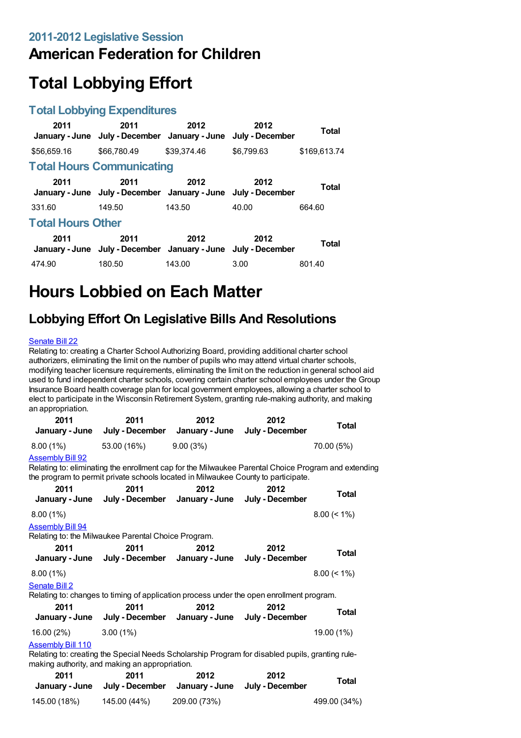## 2011-2012 Legislative Session

# American Federation for Children

# Total Lobbying Effort

## Total Lobbying Expenditures

| 2011 January - June | 2011 July - December | 2012 January - June | 2012 July - December | Total |
|---|---|---|---|---|
| $56,659.16 | $66,780.49 | $39,374.46 | $6,799.63 | $169,613.74 |

## Total Hours Communicating

| 2011 January - June | 2011 July - December | 2012 January - June | 2012 July - December | Total |
|---|---|---|---|---|
| 331.60 | 149.50 | 143.50 | 40.00 | 664.60 |

## Total Hours Other

| 2011 January - June | 2011 July - December | 2012 January - June | 2012 July - December | Total |
|---|---|---|---|---|
| 474.90 | 180.50 | 143.00 | 3.00 | 801.40 |

# Hours Lobbied on Each Matter

## Lobbying Effort On Legislative Bills And Resolutions

Senate Bill 22

Relating to: creating a Charter School Authorizing Board, providing additional charter school authorizers, eliminating the limit on the number of pupils who may attend virtual charter schools, modifying teacher licensure requirements, eliminating the limit on the reduction in general school aid used to fund independent charter schools, covering certain charter school employees under the Group Insurance Board health coverage plan for local government employees, allowing a charter school to elect to participate in the Wisconsin Retirement System, granting rule-making authority, and making an appropriation.

| 2011 January - June | 2011 July - December | 2012 January - June | 2012 July - December | Total |
|---|---|---|---|---|
| 8.00 (1%) | 53.00 (16%) | 9.00 (3%) | | 70.00 (5%) |

Assembly Bill 92

Relating to: eliminating the enrollment cap for the Milwaukee Parental Choice Program and extending the program to permit private schools located in Milwaukee County to participate.

| 2011 January - June | 2011 July - December | 2012 January - June | 2012 July - December | Total |
|---|---|---|---|---|
| 8.00 (1%) | | | | 8.00 (< 1%) |

Assembly Bill 94

Relating to: the Milwaukee Parental Choice Program.

| 2011 January - June | 2011 July - December | 2012 January - June | 2012 July - December | Total |
|---|---|---|---|---|
| 8.00 (1%) | | | | 8.00 (< 1%) |

Senate Bill 2

Relating to: changes to timing of application process under the open enrollment program.

| 2011 January - June | 2011 July - December | 2012 January - June | 2012 July - December | Total |
|---|---|---|---|---|
| 16.00 (2%) | 3.00 (1%) | | | 19.00 (1%) |

Assembly Bill 110

Relating to: creating the Special Needs Scholarship Program for disabled pupils, granting rule-making authority, and making an appropriation.

| 2011 January - June | 2011 July - December | 2012 January - June | 2012 July - December | Total |
|---|---|---|---|---|
| 145.00 (18%) | 145.00 (44%) | 209.00 (73%) | | 499.00 (34%) |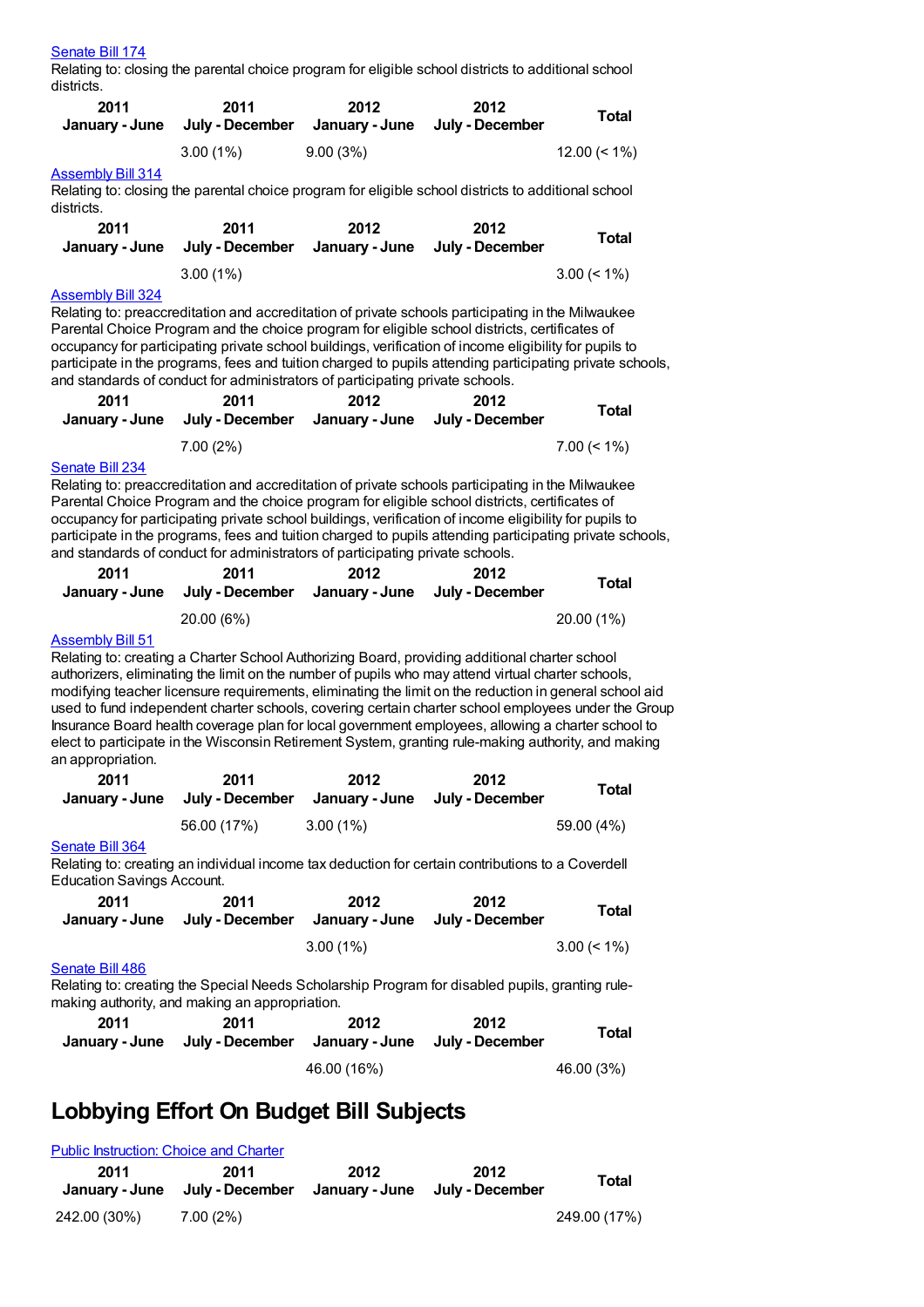[Senate Bill 174](#)

Relating to: closing the parental choice program for eligible school districts to additional school districts.

| 2011 January - June | 2011 July - December | 2012 January - June | 2012 July - December | Total |
|---|---|---|---|---|
| | 3.00 (1%) | 9.00 (3%) | | 12.00 (< 1%) |

[Assembly Bill 314](#)

Relating to: closing the parental choice program for eligible school districts to additional school districts.

| 2011 January - June | 2011 July - December | 2012 January - June | 2012 July - December | Total |
|---|---|---|---|---|
| | 3.00 (1%) | | | 3.00 (< 1%) |

[Assembly Bill 324](#)

Relating to: preaccreditation and accreditation of private schools participating in the Milwaukee Parental Choice Program and the choice program for eligible school districts, certificates of occupancy for participating private school buildings, verification of income eligibility for pupils to participate in the programs, fees and tuition charged to pupils attending participating private schools, and standards of conduct for administrators of participating private schools.

| 2011 January - June | 2011 July - December | 2012 January - June | 2012 July - December | Total |
|---|---|---|---|---|
| | 7.00 (2%) | | | 7.00 (< 1%) |

[Senate Bill 234](#)

Relating to: preaccreditation and accreditation of private schools participating in the Milwaukee Parental Choice Program and the choice program for eligible school districts, certificates of occupancy for participating private school buildings, verification of income eligibility for pupils to participate in the programs, fees and tuition charged to pupils attending participating private schools, and standards of conduct for administrators of participating private schools.

| 2011 January - June | 2011 July - December | 2012 January - June | 2012 July - December | Total |
|---|---|---|---|---|
| | 20.00 (6%) | | | 20.00 (1%) |

[Assembly Bill 51](#)

Relating to: creating a Charter School Authorizing Board, providing additional charter school authorizers, eliminating the limit on the number of pupils who may attend virtual charter schools, modifying teacher licensure requirements, eliminating the limit on the reduction in general school aid used to fund independent charter schools, covering certain charter school employees under the Group Insurance Board health coverage plan for local government employees, allowing a charter school to elect to participate in the Wisconsin Retirement System, granting rule-making authority, and making an appropriation.

| 2011 January - June | 2011 July - December | 2012 January - June | 2012 July - December | Total |
|---|---|---|---|---|
| | 56.00 (17%) | 3.00 (1%) | | 59.00 (4%) |

[Senate Bill 364](#)

Relating to: creating an individual income tax deduction for certain contributions to a Coverdell Education Savings Account.

| 2011 January - June | 2011 July - December | 2012 January - June | 2012 July - December | Total |
|---|---|---|---|---|
| | | 3.00 (1%) | | 3.00 (< 1%) |

[Senate Bill 486](#)

Relating to: creating the Special Needs Scholarship Program for disabled pupils, granting rule-making authority, and making an appropriation.

| 2011 January - June | 2011 July - December | 2012 January - June | 2012 July - December | Total |
|---|---|---|---|---|
| | | 46.00 (16%) | | 46.00 (3%) |

# Lobbying Effort On Budget Bill Subjects

[Public Instruction: Choice and Charter](#)

| 2011 January - June | 2011 July - December | 2012 January - June | 2012 July - December | Total |
|---|---|---|---|---|
| 242.00 (30%) | 7.00 (2%) | | | 249.00 (17%) |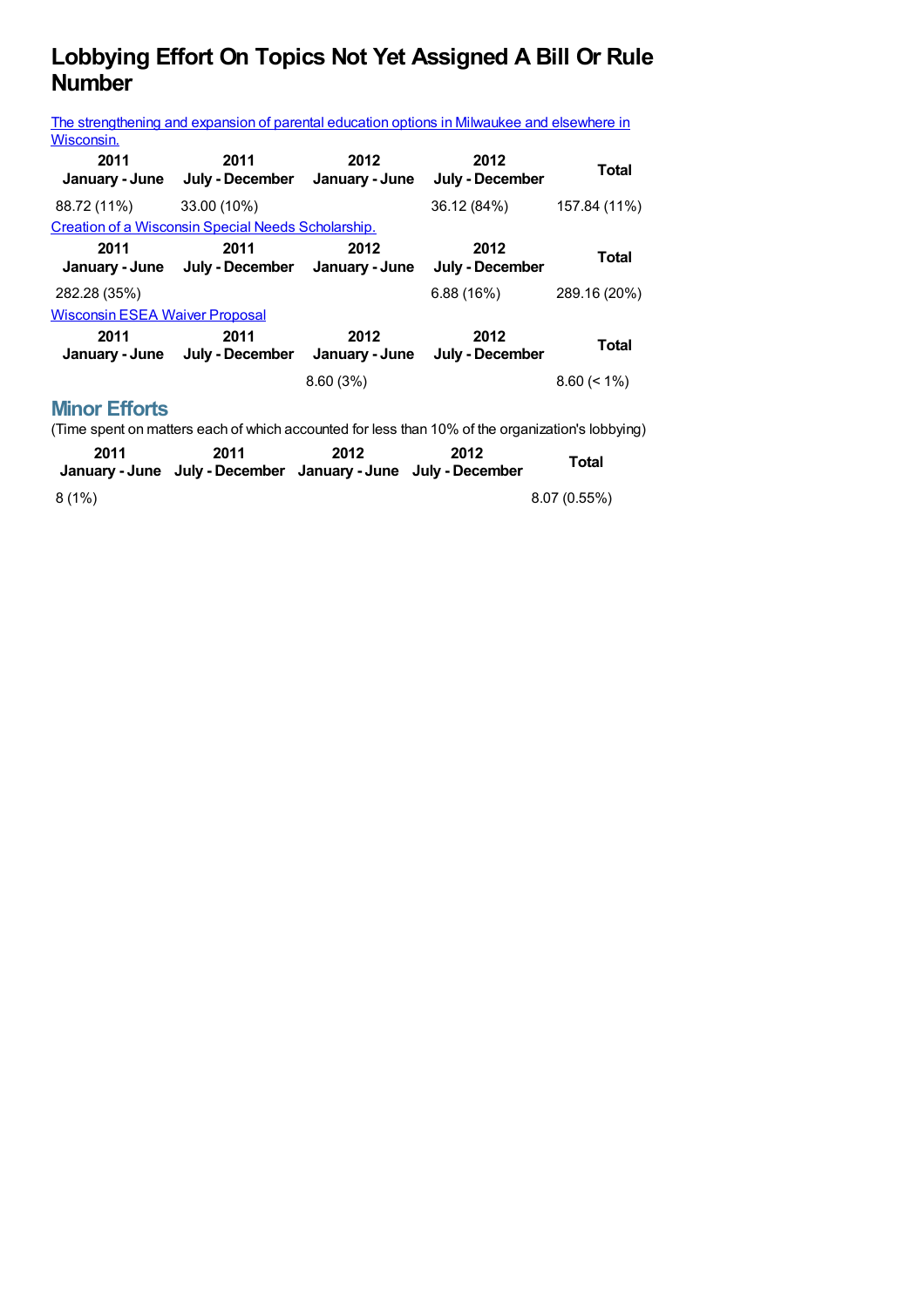# Lobbying Effort On Topics Not Yet Assigned A Bill Or Rule Number

The strengthening and expansion of parental education options in Milwaukee and elsewhere in Wisconsin.

| 2011 January - June | 2011 July - December | 2012 January - June | 2012 July - December | Total |
|---|---|---|---|---|
| 88.72 (11%) | 33.00 (10%) | | 36.12 (84%) | 157.84 (11%) |

Creation of a Wisconsin Special Needs Scholarship.

| 2011 January - June | 2011 July - December | 2012 January - June | 2012 July - December | Total |
|---|---|---|---|---|
| 282.28 (35%) | | | 6.88 (16%) | 289.16 (20%) |

Wisconsin ESEA Waiver Proposal

| 2011 January - June | 2011 July - December | 2012 January - June | 2012 July - December | Total |
|---|---|---|---|---|
| | | 8.60 (3%) | | 8.60 (< 1%) |

## Minor Efforts

(Time spent on matters each of which accounted for less than 10% of the organization's lobbying)

| 2011 January - June | 2011 July - December | 2012 January - June | 2012 July - December | Total |
|---|---|---|---|---|
| 8 (1%) | | | | 8.07 (0.55%) |